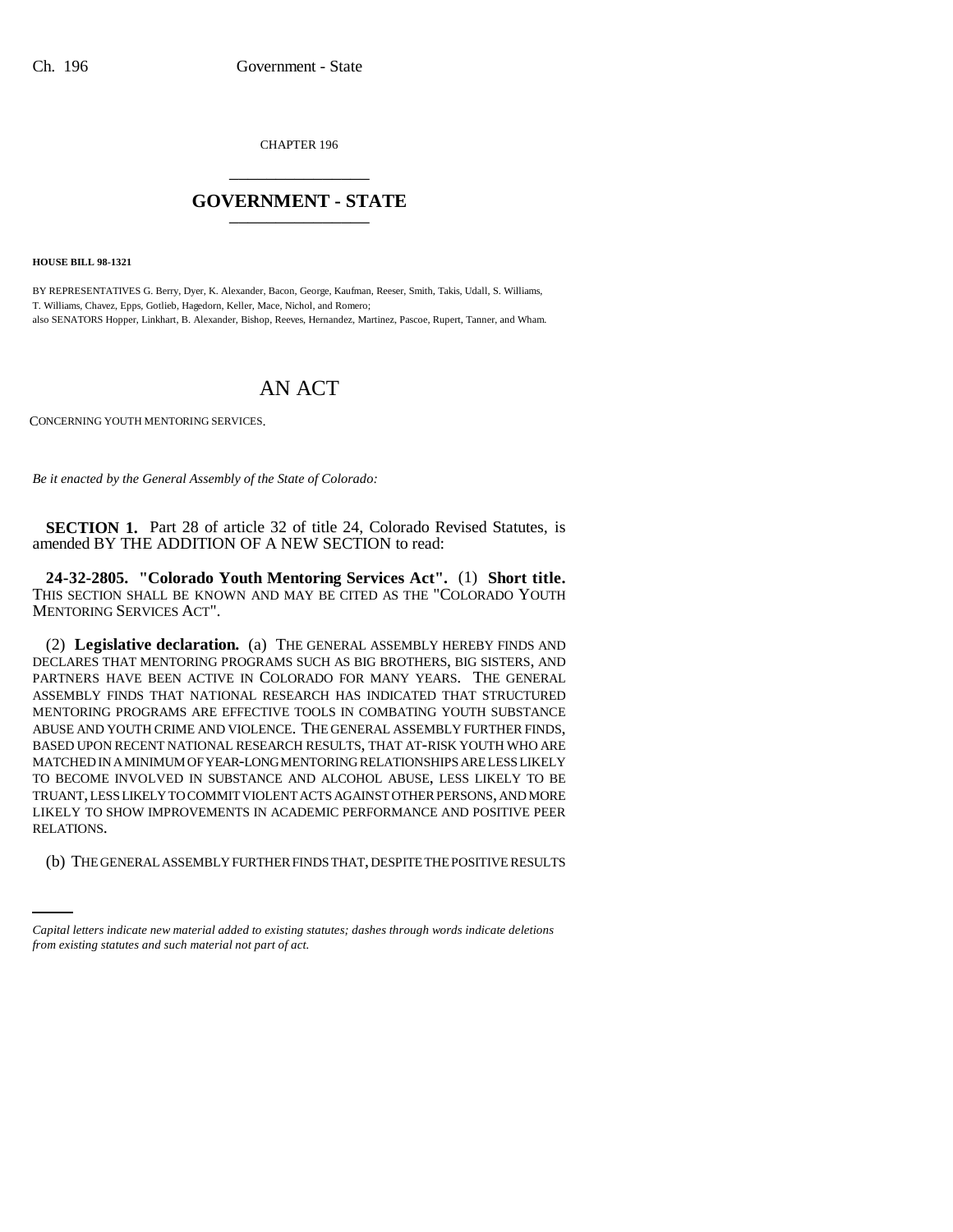CHAPTER 196

# GOVERNMENT - STATE

**HOUSE BILL 98-1321**

BY REPRESENTATIVES G. Berry, Dyer, K. Alexander, Bacon, George, Kaufman, Reeser, Smith, Takis, Udall, S. Williams, T. Williams, Chavez, Epps, Gotlieb, Hagedorn, Keller, Mace, Nichol, and Romero;
also SENATORS Hopper, Linkhart, B. Alexander, Bishop, Reeves, Hernandez, Martinez, Pascoe, Rupert, Tanner, and Wham.

# AN ACT

CONCERNING YOUTH MENTORING SERVICES.

*Be it enacted by the General Assembly of the State of Colorado:*

**SECTION 1.** Part 28 of article 32 of title 24, Colorado Revised Statutes, is amended BY THE ADDITION OF A NEW SECTION to read:

**24-32-2805. "Colorado Youth Mentoring Services Act".** (1) **Short title.** THIS SECTION SHALL BE KNOWN AND MAY BE CITED AS THE "COLORADO YOUTH MENTORING SERVICES ACT".

(2) **Legislative declaration.** (a) THE GENERAL ASSEMBLY HEREBY FINDS AND DECLARES THAT MENTORING PROGRAMS SUCH AS BIG BROTHERS, BIG SISTERS, AND PARTNERS HAVE BEEN ACTIVE IN COLORADO FOR MANY YEARS. THE GENERAL ASSEMBLY FINDS THAT NATIONAL RESEARCH HAS INDICATED THAT STRUCTURED MENTORING PROGRAMS ARE EFFECTIVE TOOLS IN COMBATING YOUTH SUBSTANCE ABUSE AND YOUTH CRIME AND VIOLENCE. THE GENERAL ASSEMBLY FURTHER FINDS, BASED UPON RECENT NATIONAL RESEARCH RESULTS, THAT AT-RISK YOUTH WHO ARE MATCHED IN A MINIMUM OF YEAR-LONG MENTORING RELATIONSHIPS ARE LESS LIKELY TO BECOME INVOLVED IN SUBSTANCE AND ALCOHOL ABUSE, LESS LIKELY TO BE TRUANT, LESS LIKELY TO COMMIT VIOLENT ACTS AGAINST OTHER PERSONS, AND MORE LIKELY TO SHOW IMPROVEMENTS IN ACADEMIC PERFORMANCE AND POSITIVE PEER RELATIONS.

(b) THE GENERAL ASSEMBLY FURTHER FINDS THAT, DESPITE THE POSITIVE RESULTS

*Capital letters indicate new material added to existing statutes; dashes through words indicate deletions from existing statutes and such material not part of act.*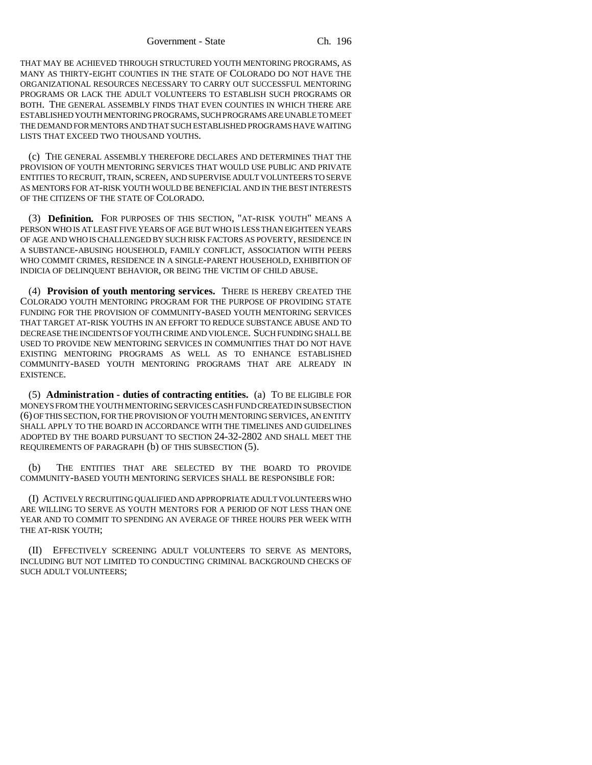THAT MAY BE ACHIEVED THROUGH STRUCTURED YOUTH MENTORING PROGRAMS, AS MANY AS THIRTY-EIGHT COUNTIES IN THE STATE OF COLORADO DO NOT HAVE THE ORGANIZATIONAL RESOURCES NECESSARY TO CARRY OUT SUCCESSFUL MENTORING PROGRAMS OR LACK THE ADULT VOLUNTEERS TO ESTABLISH SUCH PROGRAMS OR BOTH. THE GENERAL ASSEMBLY FINDS THAT EVEN COUNTIES IN WHICH THERE ARE ESTABLISHED YOUTH MENTORING PROGRAMS, SUCH PROGRAMS ARE UNABLE TO MEET THE DEMAND FOR MENTORS AND THAT SUCH ESTABLISHED PROGRAMS HAVE WAITING LISTS THAT EXCEED TWO THOUSAND YOUTHS.

(c) THE GENERAL ASSEMBLY THEREFORE DECLARES AND DETERMINES THAT THE PROVISION OF YOUTH MENTORING SERVICES THAT WOULD USE PUBLIC AND PRIVATE ENTITIES TO RECRUIT, TRAIN, SCREEN, AND SUPERVISE ADULT VOLUNTEERS TO SERVE AS MENTORS FOR AT-RISK YOUTH WOULD BE BENEFICIAL AND IN THE BEST INTERESTS OF THE CITIZENS OF THE STATE OF COLORADO.

(3) **Definition.** FOR PURPOSES OF THIS SECTION, "AT-RISK YOUTH" MEANS A PERSON WHO IS AT LEAST FIVE YEARS OF AGE BUT WHO IS LESS THAN EIGHTEEN YEARS OF AGE AND WHO IS CHALLENGED BY SUCH RISK FACTORS AS POVERTY, RESIDENCE IN A SUBSTANCE-ABUSING HOUSEHOLD, FAMILY CONFLICT, ASSOCIATION WITH PEERS WHO COMMIT CRIMES, RESIDENCE IN A SINGLE-PARENT HOUSEHOLD, EXHIBITION OF INDICIA OF DELINQUENT BEHAVIOR, OR BEING THE VICTIM OF CHILD ABUSE.

(4) **Provision of youth mentoring services.** THERE IS HEREBY CREATED THE COLORADO YOUTH MENTORING PROGRAM FOR THE PURPOSE OF PROVIDING STATE FUNDING FOR THE PROVISION OF COMMUNITY-BASED YOUTH MENTORING SERVICES THAT TARGET AT-RISK YOUTHS IN AN EFFORT TO REDUCE SUBSTANCE ABUSE AND TO DECREASE THE INCIDENTS OF YOUTH CRIME AND VIOLENCE. SUCH FUNDING SHALL BE USED TO PROVIDE NEW MENTORING SERVICES IN COMMUNITIES THAT DO NOT HAVE EXISTING MENTORING PROGRAMS AS WELL AS TO ENHANCE ESTABLISHED COMMUNITY-BASED YOUTH MENTORING PROGRAMS THAT ARE ALREADY IN EXISTENCE.

(5) **Administration - duties of contracting entities.** (a) TO BE ELIGIBLE FOR MONEYS FROM THE YOUTH MENTORING SERVICES CASH FUND CREATED IN SUBSECTION (6) OF THIS SECTION, FOR THE PROVISION OF YOUTH MENTORING SERVICES, AN ENTITY SHALL APPLY TO THE BOARD IN ACCORDANCE WITH THE TIMELINES AND GUIDELINES ADOPTED BY THE BOARD PURSUANT TO SECTION 24-32-2802 AND SHALL MEET THE REQUIREMENTS OF PARAGRAPH (b) OF THIS SUBSECTION (5).

(b) THE ENTITIES THAT ARE SELECTED BY THE BOARD TO PROVIDE COMMUNITY-BASED YOUTH MENTORING SERVICES SHALL BE RESPONSIBLE FOR:

(I) ACTIVELY RECRUITING QUALIFIED AND APPROPRIATE ADULT VOLUNTEERS WHO ARE WILLING TO SERVE AS YOUTH MENTORS FOR A PERIOD OF NOT LESS THAN ONE YEAR AND TO COMMIT TO SPENDING AN AVERAGE OF THREE HOURS PER WEEK WITH THE AT-RISK YOUTH;

(II) EFFECTIVELY SCREENING ADULT VOLUNTEERS TO SERVE AS MENTORS, INCLUDING BUT NOT LIMITED TO CONDUCTING CRIMINAL BACKGROUND CHECKS OF SUCH ADULT VOLUNTEERS;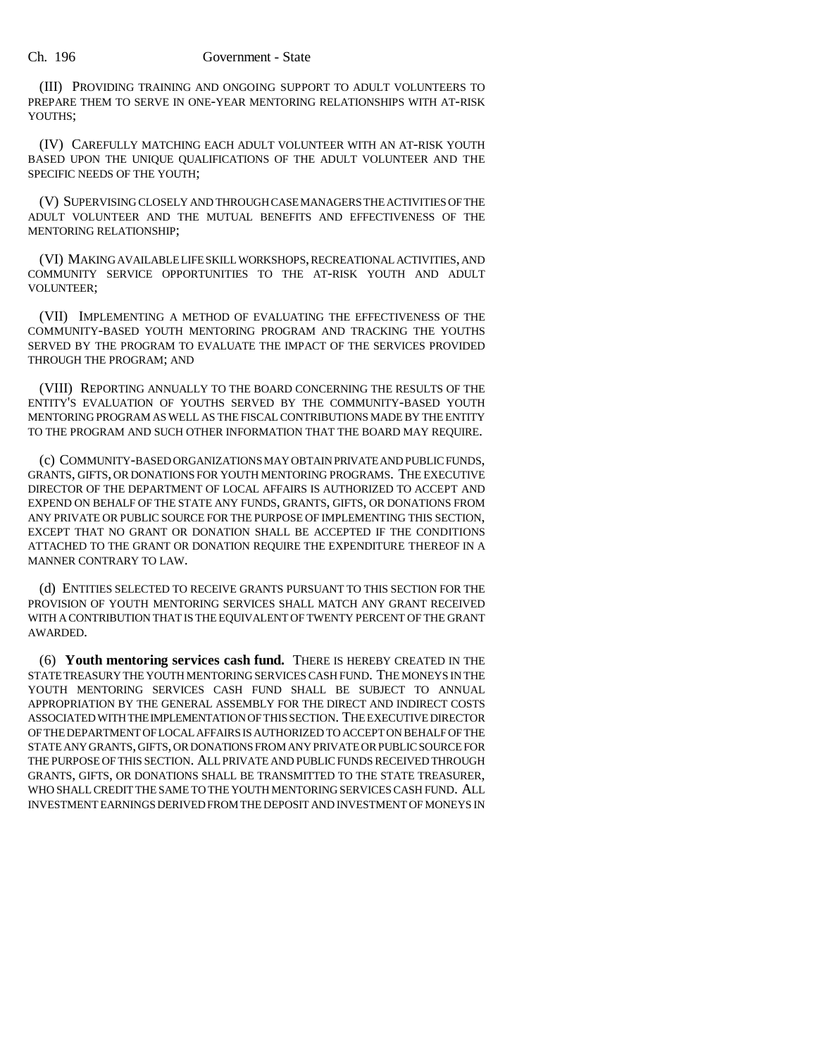(III) PROVIDING TRAINING AND ONGOING SUPPORT TO ADULT VOLUNTEERS TO PREPARE THEM TO SERVE IN ONE-YEAR MENTORING RELATIONSHIPS WITH AT-RISK YOUTHS;

(IV) CAREFULLY MATCHING EACH ADULT VOLUNTEER WITH AN AT-RISK YOUTH BASED UPON THE UNIQUE QUALIFICATIONS OF THE ADULT VOLUNTEER AND THE SPECIFIC NEEDS OF THE YOUTH;

(V) SUPERVISING CLOSELY AND THROUGH CASE MANAGERS THE ACTIVITIES OF THE ADULT VOLUNTEER AND THE MUTUAL BENEFITS AND EFFECTIVENESS OF THE MENTORING RELATIONSHIP;

(VI) MAKING AVAILABLE LIFE SKILL WORKSHOPS, RECREATIONAL ACTIVITIES, AND COMMUNITY SERVICE OPPORTUNITIES TO THE AT-RISK YOUTH AND ADULT VOLUNTEER;

(VII) IMPLEMENTING A METHOD OF EVALUATING THE EFFECTIVENESS OF THE COMMUNITY-BASED YOUTH MENTORING PROGRAM AND TRACKING THE YOUTHS SERVED BY THE PROGRAM TO EVALUATE THE IMPACT OF THE SERVICES PROVIDED THROUGH THE PROGRAM; AND

(VIII) REPORTING ANNUALLY TO THE BOARD CONCERNING THE RESULTS OF THE ENTITY'S EVALUATION OF YOUTHS SERVED BY THE COMMUNITY-BASED YOUTH MENTORING PROGRAM AS WELL AS THE FISCAL CONTRIBUTIONS MADE BY THE ENTITY TO THE PROGRAM AND SUCH OTHER INFORMATION THAT THE BOARD MAY REQUIRE.

(c) COMMUNITY-BASED ORGANIZATIONS MAY OBTAIN PRIVATE AND PUBLIC FUNDS, GRANTS, GIFTS, OR DONATIONS FOR YOUTH MENTORING PROGRAMS. THE EXECUTIVE DIRECTOR OF THE DEPARTMENT OF LOCAL AFFAIRS IS AUTHORIZED TO ACCEPT AND EXPEND ON BEHALF OF THE STATE ANY FUNDS, GRANTS, GIFTS, OR DONATIONS FROM ANY PRIVATE OR PUBLIC SOURCE FOR THE PURPOSE OF IMPLEMENTING THIS SECTION, EXCEPT THAT NO GRANT OR DONATION SHALL BE ACCEPTED IF THE CONDITIONS ATTACHED TO THE GRANT OR DONATION REQUIRE THE EXPENDITURE THEREOF IN A MANNER CONTRARY TO LAW.

(d) ENTITIES SELECTED TO RECEIVE GRANTS PURSUANT TO THIS SECTION FOR THE PROVISION OF YOUTH MENTORING SERVICES SHALL MATCH ANY GRANT RECEIVED WITH A CONTRIBUTION THAT IS THE EQUIVALENT OF TWENTY PERCENT OF THE GRANT AWARDED.

(6) **Youth mentoring services cash fund.** THERE IS HEREBY CREATED IN THE STATE TREASURY THE YOUTH MENTORING SERVICES CASH FUND. THE MONEYS IN THE YOUTH MENTORING SERVICES CASH FUND SHALL BE SUBJECT TO ANNUAL APPROPRIATION BY THE GENERAL ASSEMBLY FOR THE DIRECT AND INDIRECT COSTS ASSOCIATED WITH THE IMPLEMENTATION OF THIS SECTION. THE EXECUTIVE DIRECTOR OF THE DEPARTMENT OF LOCAL AFFAIRS IS AUTHORIZED TO ACCEPT ON BEHALF OF THE STATE ANY GRANTS, GIFTS, OR DONATIONS FROM ANY PRIVATE OR PUBLIC SOURCE FOR THE PURPOSE OF THIS SECTION. ALL PRIVATE AND PUBLIC FUNDS RECEIVED THROUGH GRANTS, GIFTS, OR DONATIONS SHALL BE TRANSMITTED TO THE STATE TREASURER, WHO SHALL CREDIT THE SAME TO THE YOUTH MENTORING SERVICES CASH FUND. ALL INVESTMENT EARNINGS DERIVED FROM THE DEPOSIT AND INVESTMENT OF MONEYS IN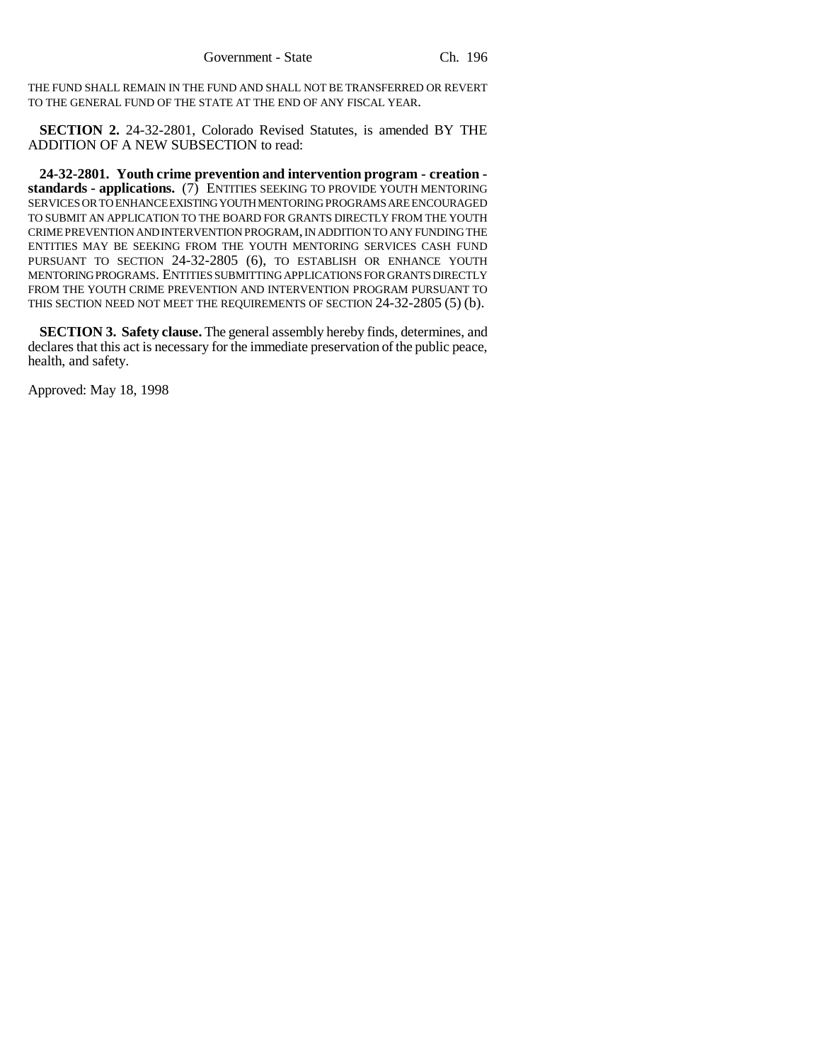THE FUND SHALL REMAIN IN THE FUND AND SHALL NOT BE TRANSFERRED OR REVERT TO THE GENERAL FUND OF THE STATE AT THE END OF ANY FISCAL YEAR.

**SECTION 2.** 24-32-2801, Colorado Revised Statutes, is amended BY THE ADDITION OF A NEW SUBSECTION to read:

**24-32-2801. Youth crime prevention and intervention program - creation - standards - applications.** (7) ENTITIES SEEKING TO PROVIDE YOUTH MENTORING SERVICES OR TO ENHANCE EXISTING YOUTH MENTORING PROGRAMS ARE ENCOURAGED TO SUBMIT AN APPLICATION TO THE BOARD FOR GRANTS DIRECTLY FROM THE YOUTH CRIME PREVENTION AND INTERVENTION PROGRAM, IN ADDITION TO ANY FUNDING THE ENTITIES MAY BE SEEKING FROM THE YOUTH MENTORING SERVICES CASH FUND PURSUANT TO SECTION 24-32-2805 (6), TO ESTABLISH OR ENHANCE YOUTH MENTORING PROGRAMS. ENTITIES SUBMITTING APPLICATIONS FOR GRANTS DIRECTLY FROM THE YOUTH CRIME PREVENTION AND INTERVENTION PROGRAM PURSUANT TO THIS SECTION NEED NOT MEET THE REQUIREMENTS OF SECTION 24-32-2805 (5) (b).

**SECTION 3. Safety clause.** The general assembly hereby finds, determines, and declares that this act is necessary for the immediate preservation of the public peace, health, and safety.

Approved: May 18, 1998